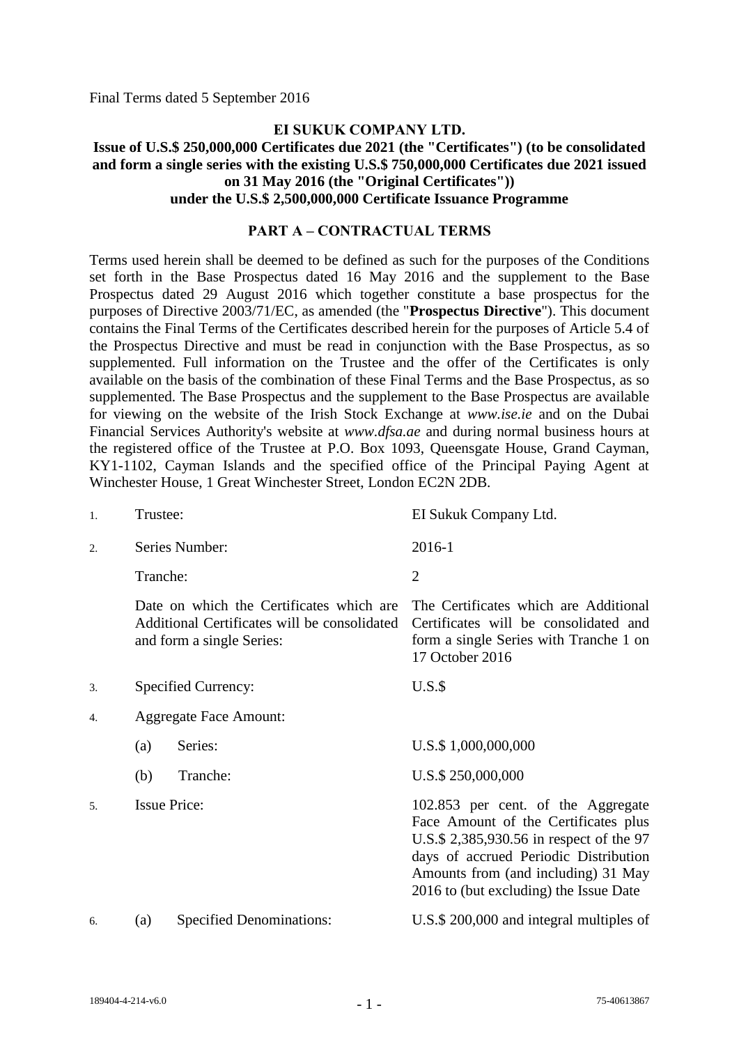Final Terms dated 5 September 2016

**EI SUKUK COMPANY LTD.**

**Issue of U.S.$ 250,000,000 Certificates due 2021 (the "Certificates") (to be consolidated and form a single series with the existing U.S.$ 750,000,000 Certificates due 2021 issued on 31 May 2016 (the "Original Certificates")) under the U.S.$ 2,500,000,000 Certificate Issuance Programme**

## PART A – CONTRACTUAL TERMS

Terms used herein shall be deemed to be defined as such for the purposes of the Conditions set forth in the Base Prospectus dated 16 May 2016 and the supplement to the Base Prospectus dated 29 August 2016 which together constitute a base prospectus for the purposes of Directive 2003/71/EC, as amended (the "**Prospectus Directive**"). This document contains the Final Terms of the Certificates described herein for the purposes of Article 5.4 of the Prospectus Directive and must be read in conjunction with the Base Prospectus, as so supplemented. Full information on the Trustee and the offer of the Certificates is only available on the basis of the combination of these Final Terms and the Base Prospectus, as so supplemented. The Base Prospectus and the supplement to the Base Prospectus are available for viewing on the website of the Irish Stock Exchange at *www.ise.ie* and on the Dubai Financial Services Authority's website at *www.dfsa.ae* and during normal business hours at the registered office of the Trustee at P.O. Box 1093, Queensgate House, Grand Cayman, KY1-1102, Cayman Islands and the specified office of the Principal Paying Agent at Winchester House, 1 Great Winchester Street, London EC2N 2DB.

| | | |
|---|---|---|
| 1. | Trustee: | EI Sukuk Company Ltd. |
| 2. | Series Number: | 2016-1 |
| | Tranche: | 2 |
| | Date on which the Certificates which are Additional Certificates will be consolidated and form a single Series: | The Certificates which are Additional Certificates will be consolidated and form a single Series with Tranche 1 on 17 October 2016 |
| 3. | Specified Currency: | U.S.$ |
| 4. | Aggregate Face Amount: | |
| | (a) Series: | U.S.$ 1,000,000,000 |
| | (b) Tranche: | U.S.$ 250,000,000 |
| 5. | Issue Price: | 102.853 per cent. of the Aggregate Face Amount of the Certificates plus U.S.$ 2,385,930.56 in respect of the 97 days of accrued Periodic Distribution Amounts from (and including) 31 May 2016 to (but excluding) the Issue Date |
| 6. | (a) Specified Denominations: | U.S.$ 200,000 and integral multiples of |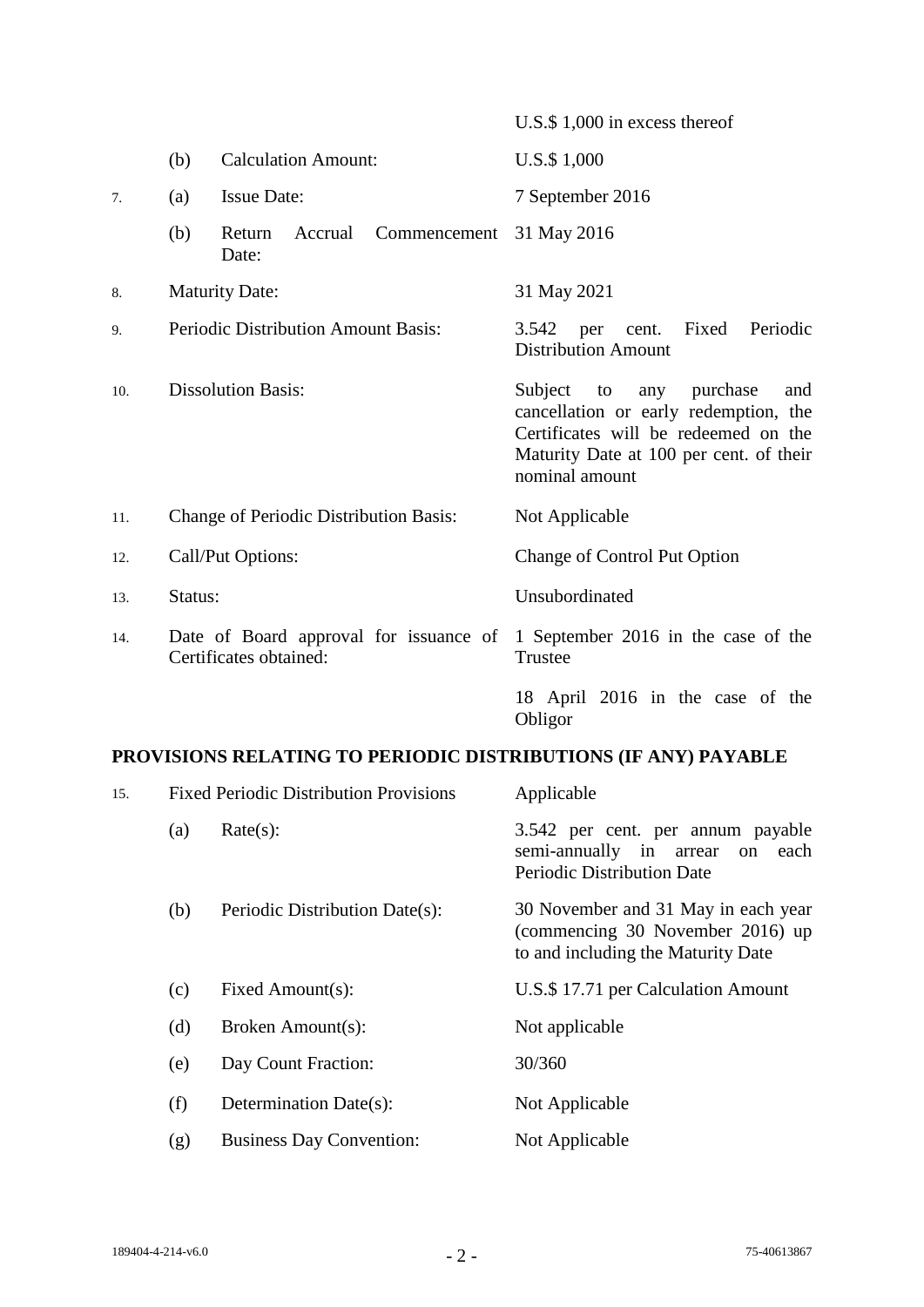| | | | |
|---|---|---|---|
| | | | U.S.$ 1,000 in excess thereof |
| | (b) | Calculation Amount: | U.S.$ 1,000 |
| 7. | (a) | Issue Date: | 7 September 2016 |
| | (b) | Return Accrual Commencement Date: | 31 May 2016 |
| 8. | | Maturity Date: | 31 May 2021 |
| 9. | | Periodic Distribution Amount Basis: | 3.542 per cent. Fixed Periodic Distribution Amount |
| 10. | | Dissolution Basis: | Subject to any purchase and cancellation or early redemption, the Certificates will be redeemed on the Maturity Date at 100 per cent. of their nominal amount |
| 11. | | Change of Periodic Distribution Basis: | Not Applicable |
| 12. | | Call/Put Options: | Change of Control Put Option |
| 13. | | Status: | Unsubordinated |
| 14. | | Date of Board approval for issuance of Certificates obtained: | 1 September 2016 in the case of the Trustee<br><br>18 April 2016 in the case of the Obligor |

**PROVISIONS RELATING TO PERIODIC DISTRIBUTIONS (IF ANY) PAYABLE**

| | | | |
|---|---|---|---|
| 15. | | Fixed Periodic Distribution Provisions | Applicable |
| | (a) | Rate(s): | 3.542 per cent. per annum payable semi-annually in arrear on each Periodic Distribution Date |
| | (b) | Periodic Distribution Date(s): | 30 November and 31 May in each year (commencing 30 November 2016) up to and including the Maturity Date |
| | (c) | Fixed Amount(s): | U.S.$ 17.71 per Calculation Amount |
| | (d) | Broken Amount(s): | Not applicable |
| | (e) | Day Count Fraction: | 30/360 |
| | (f) | Determination Date(s): | Not Applicable |
| | (g) | Business Day Convention: | Not Applicable |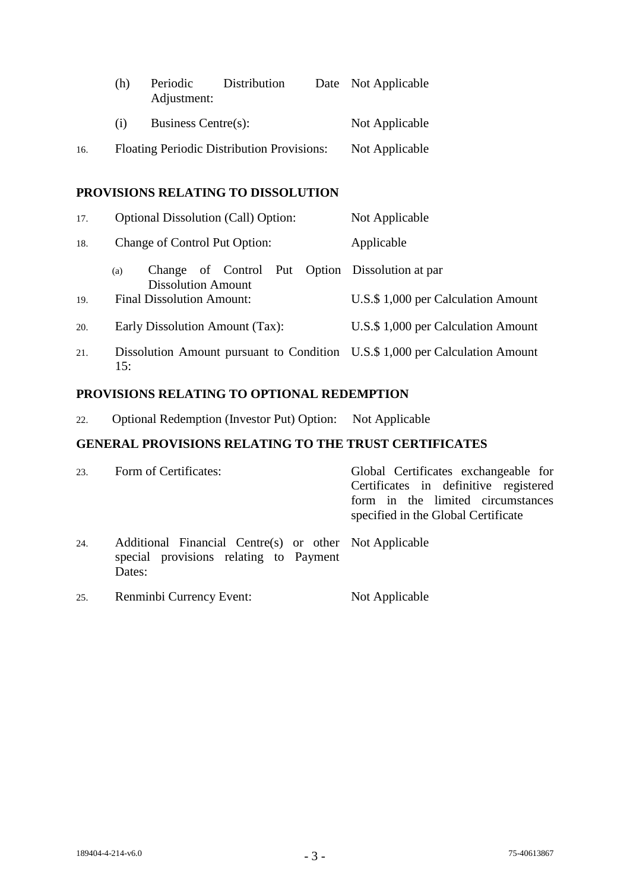| | | |
|---|---|---|
| | (h) Periodic Distribution Date Adjustment: | Not Applicable |
| | (i) Business Centre(s): | Not Applicable |
| 16. | Floating Periodic Distribution Provisions: | Not Applicable |

## PROVISIONS RELATING TO DISSOLUTION

| | | |
|---|---|---|
| 17. | Optional Dissolution (Call) Option: | Not Applicable |
| 18. | Change of Control Put Option: | Applicable |
| | (a) Change of Control Put Option Dissolution Amount | Dissolution at par |
| 19. | Final Dissolution Amount: | U.S.$ 1,000 per Calculation Amount |
| 20. | Early Dissolution Amount (Tax): | U.S.$ 1,000 per Calculation Amount |
| 21. | Dissolution Amount pursuant to Condition 15: | U.S.$ 1,000 per Calculation Amount |

## PROVISIONS RELATING TO OPTIONAL REDEMPTION

| | | |
|---|---|---|
| 22. | Optional Redemption (Investor Put) Option: | Not Applicable |

## GENERAL PROVISIONS RELATING TO THE TRUST CERTIFICATES

| | | |
|---|---|---|
| 23. | Form of Certificates: | Global Certificates exchangeable for Certificates in definitive registered form in the limited circumstances specified in the Global Certificate |
| 24. | Additional Financial Centre(s) or other special provisions relating to Payment Dates: | Not Applicable |
| 25. | Renminbi Currency Event: | Not Applicable |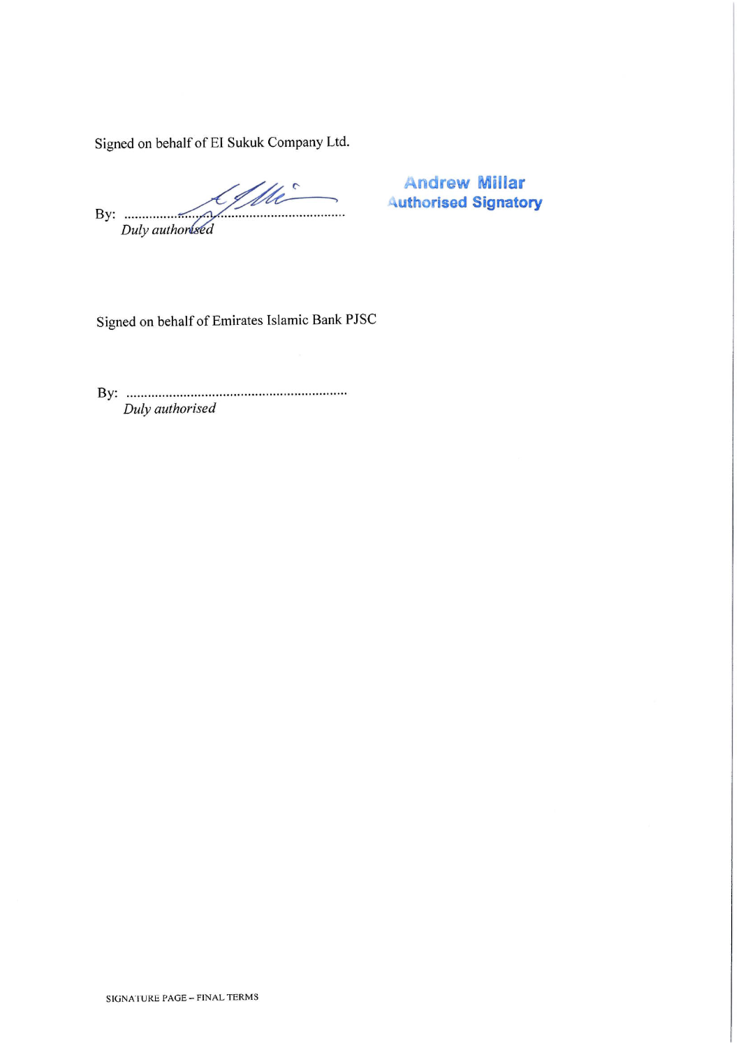Signed on behalf of EI Sukuk Company Ltd.

By: ..............................................................
*Duly authorised*

**Andrew Millar**
**Authorised Signatory**

Signed on behalf of Emirates Islamic Bank PJSC

By: ..............................................................
*Duly authorised*

SIGNATURE PAGE – FINAL TERMS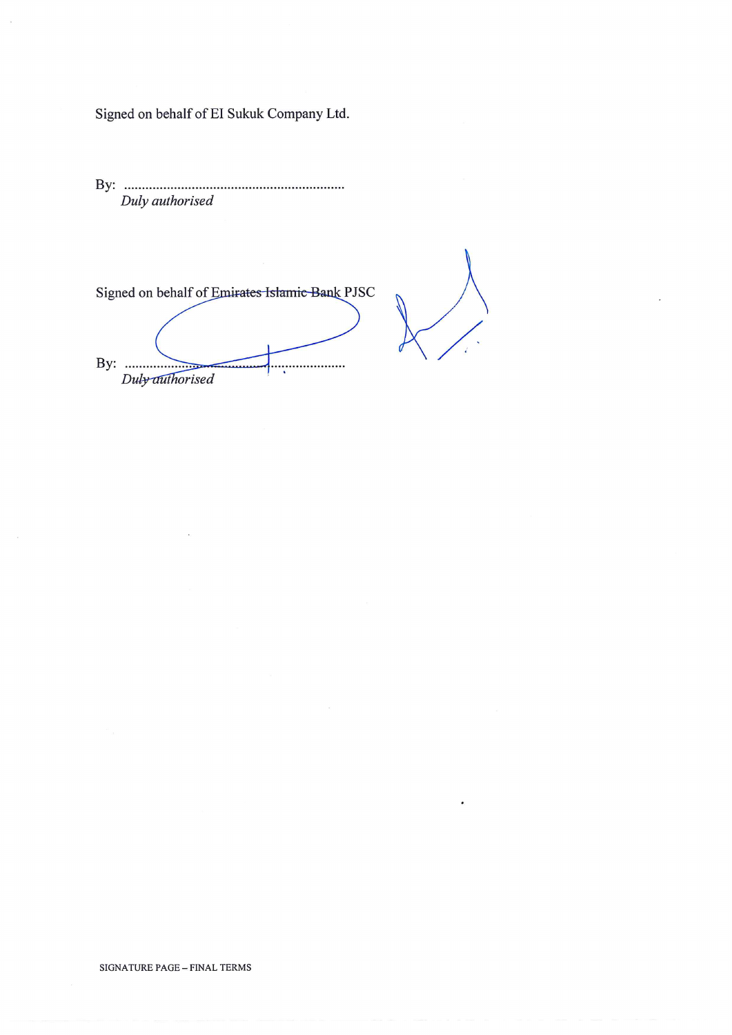Signed on behalf of EI Sukuk Company Ltd.

By: ..............................................................

*Duly authorised*

Signed on behalf of Emirates Islamic Bank PJSC

By: ..............................................................

*Duly authorised*

SIGNATURE PAGE – FINAL TERMS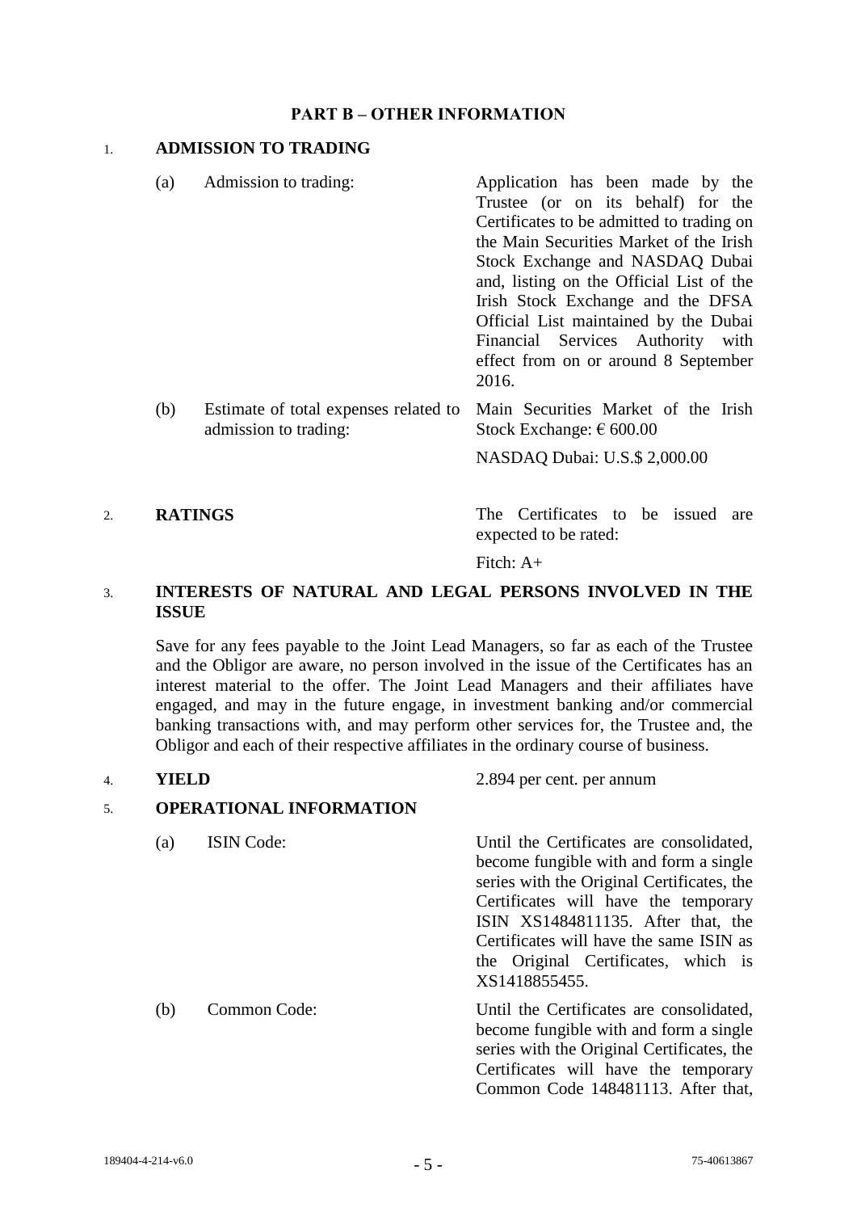## PART B – OTHER INFORMATION

### 1. ADMISSION TO TRADING

| | | |
|---|---|---|
| (a) | Admission to trading: | Application has been made by the Trustee (or on its behalf) for the Certificates to be admitted to trading on the Main Securities Market of the Irish Stock Exchange and NASDAQ Dubai and, listing on the Official List of the Irish Stock Exchange and the DFSA Official List maintained by the Dubai Financial Services Authority with effect from on or around 8 September 2016. |
| (b) | Estimate of total expenses related to admission to trading: | Main Securities Market of the Irish Stock Exchange: € 600.00<br>NASDAQ Dubai: U.S.$ 2,000.00 |

### 2. RATINGS

The Certificates to be issued are expected to be rated:

Fitch: A+

### 3. INTERESTS OF NATURAL AND LEGAL PERSONS INVOLVED IN THE ISSUE

Save for any fees payable to the Joint Lead Managers, so far as each of the Trustee and the Obligor are aware, no person involved in the issue of the Certificates has an interest material to the offer. The Joint Lead Managers and their affiliates have engaged, and may in the future engage, in investment banking and/or commercial banking transactions with, and may perform other services for, the Trustee and, the Obligor and each of their respective affiliates in the ordinary course of business.

### 4. YIELD

2.894 per cent. per annum

### 5. OPERATIONAL INFORMATION

| | | |
|---|---|---|
| (a) | ISIN Code: | Until the Certificates are consolidated, become fungible with and form a single series with the Original Certificates, the Certificates will have the temporary ISIN XS1484811135. After that, the Certificates will have the same ISIN as the Original Certificates, which is XS1418855455. |
| (b) | Common Code: | Until the Certificates are consolidated, become fungible with and form a single series with the Original Certificates, the Certificates will have the temporary Common Code 148481113. After that, |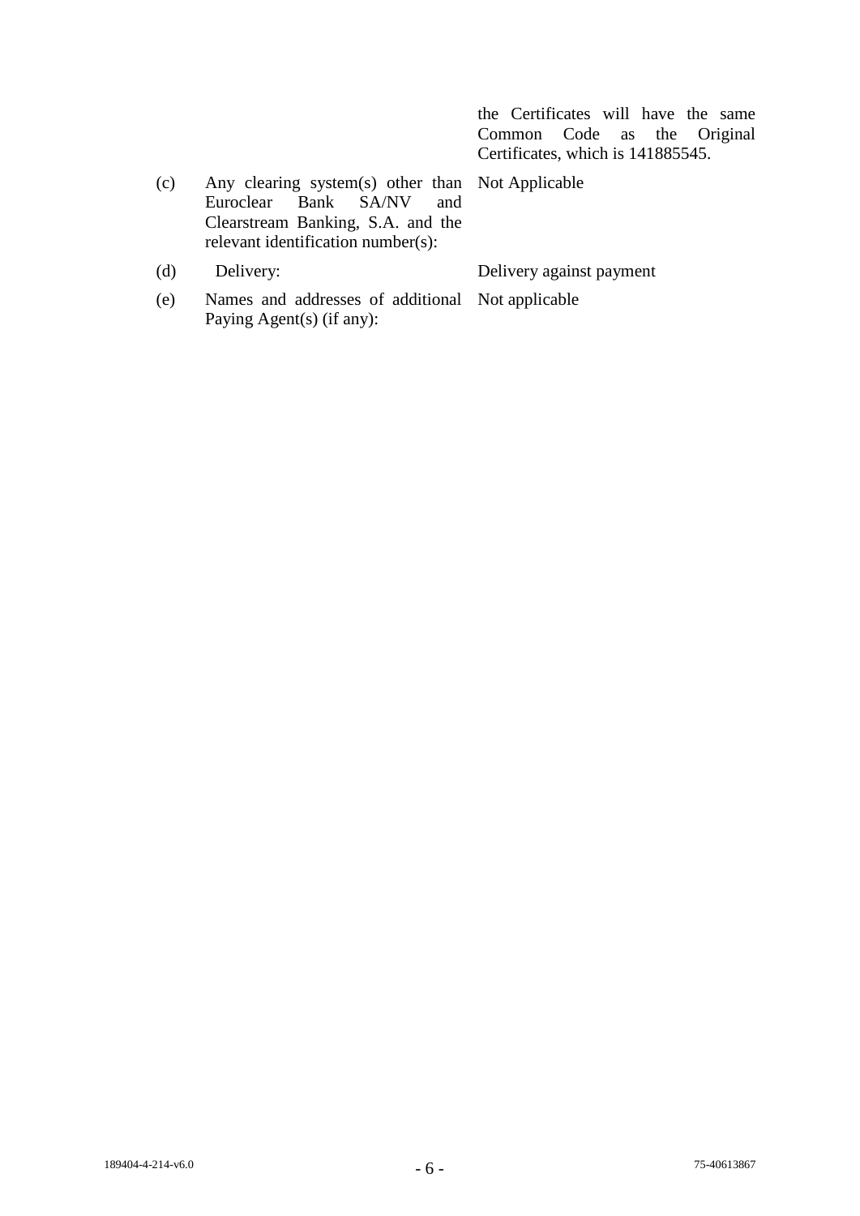| | | |
|---|---|---|
| | | the Certificates will have the same Common Code as the Original Certificates, which is 141885545. |
| (c) | Any clearing system(s) other than Euroclear Bank SA/NV and Clearstream Banking, S.A. and the relevant identification number(s): | Not Applicable |
| (d) | Delivery: | Delivery against payment |
| (e) | Names and addresses of additional Paying Agent(s) (if any): | Not applicable |